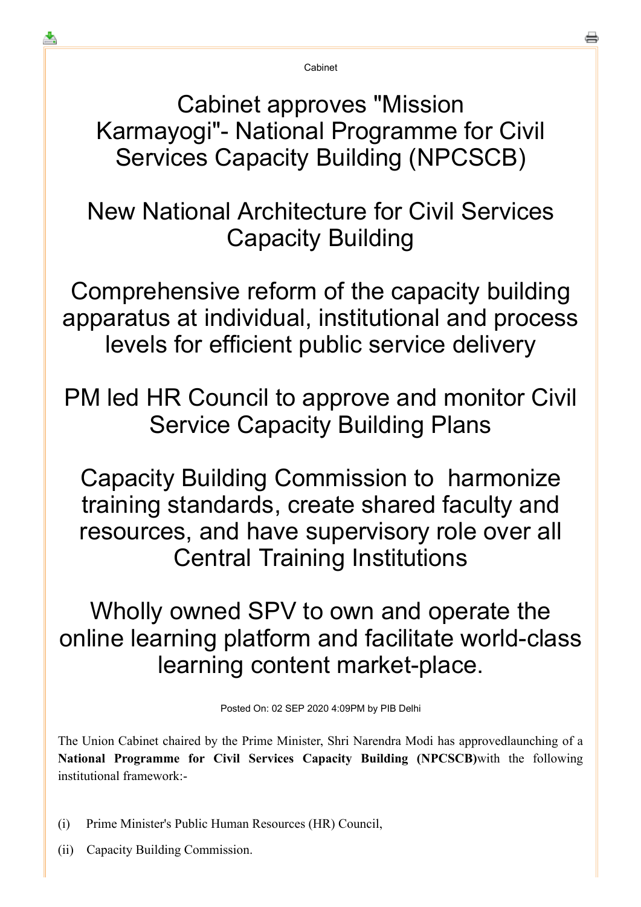Cabinet

# Cabinet approves "Mission Karmayogi"- National Programme for Civil Services Capacity Building (NPCSCB)

## New National Architecture for Civil Services Capacity Building

## Comprehensive reform of the capacity building apparatus at individual, institutional and process levels for efficient public service delivery

## PM led HR Council to approve and monitor Civil Service Capacity Building Plans

## Capacity Building Commission to harmonize training standards, create shared faculty and resources, and have supervisory role over all Central Training Institutions

## Wholly owned SPV to own and operate the online learning platform and facilitate world-class learning content market-place.

Posted On: 02 SEP 2020 4:09PM by PIB Delhi

The Union Cabinet chaired by the Prime Minister, Shri Narendra Modi has approvedlaunching of a **National Programme for Civil Services Capacity Building (NPCSCB)**with the following institutional framework:-

(i) Prime Minister's Public Human Resources (HR) Council,

(ii) Capacity Building Commission.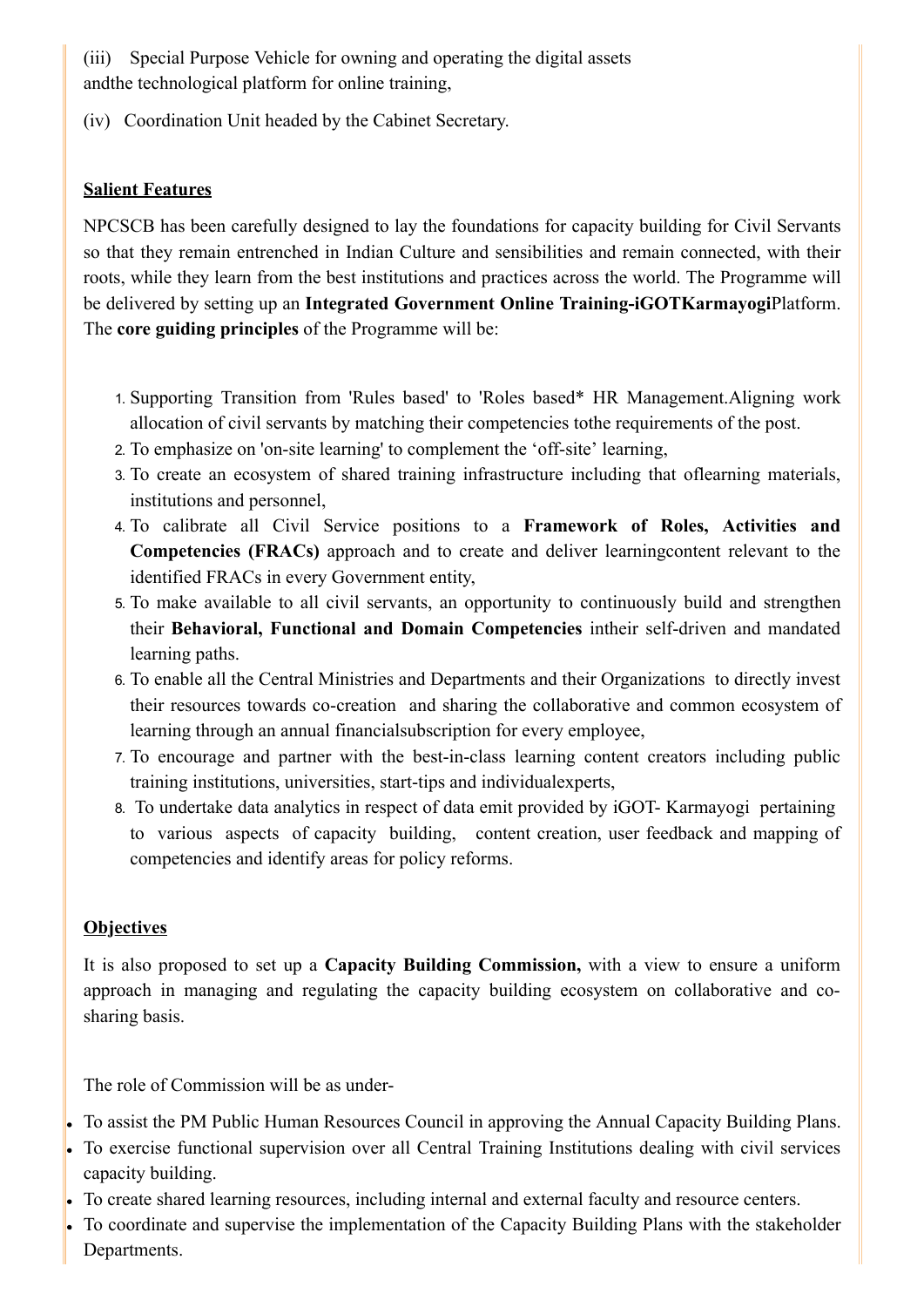(iii) Special Purpose Vehicle for owning and operating the digital assets andthe technological platform for online training,

(iv) Coordination Unit headed by the Cabinet Secretary.

**Salient Features**

NPCSCB has been carefully designed to lay the foundations for capacity building for Civil Servants so that they remain entrenched in Indian Culture and sensibilities and remain connected, with their roots, while they learn from the best institutions and practices across the world. The Programme will be delivered by setting up an **Integrated Government Online Training-iGOTKarmayogi**Platform. The **core guiding principles** of the Programme will be:

1. Supporting Transition from 'Rules based' to 'Roles based* HR Management.Aligning work allocation of civil servants by matching their competencies tothe requirements of the post.
2. To emphasize on 'on-site learning' to complement the 'off-site' learning,
3. To create an ecosystem of shared training infrastructure including that oflearning materials, institutions and personnel,
4. To calibrate all Civil Service positions to a **Framework of Roles, Activities and Competencies (FRACs)** approach and to create and deliver learningcontent relevant to the identified FRACs in every Government entity,
5. To make available to all civil servants, an opportunity to continuously build and strengthen their **Behavioral, Functional and Domain Competencies** intheir self-driven and mandated learning paths.
6. To enable all the Central Ministries and Departments and their Organizations to directly invest their resources towards co-creation and sharing the collaborative and common ecosystem of learning through an annual financialsubscription for every employee,
7. To encourage and partner with the best-in-class learning content creators including public training institutions, universities, start-tips and individualexperts,
8. To undertake data analytics in respect of data emit provided by iGOT- Karmayogi pertaining to various aspects of capacity building, content creation, user feedback and mapping of competencies and identify areas for policy reforms.

**Objectives**

It is also proposed to set up a **Capacity Building Commission,** with a view to ensure a uniform approach in managing and regulating the capacity building ecosystem on collaborative and co-sharing basis.

The role of Commission will be as under-

- To assist the PM Public Human Resources Council in approving the Annual Capacity Building Plans.
- To exercise functional supervision over all Central Training Institutions dealing with civil services capacity building.
- To create shared learning resources, including internal and external faculty and resource centers.
- To coordinate and supervise the implementation of the Capacity Building Plans with the stakeholder Departments.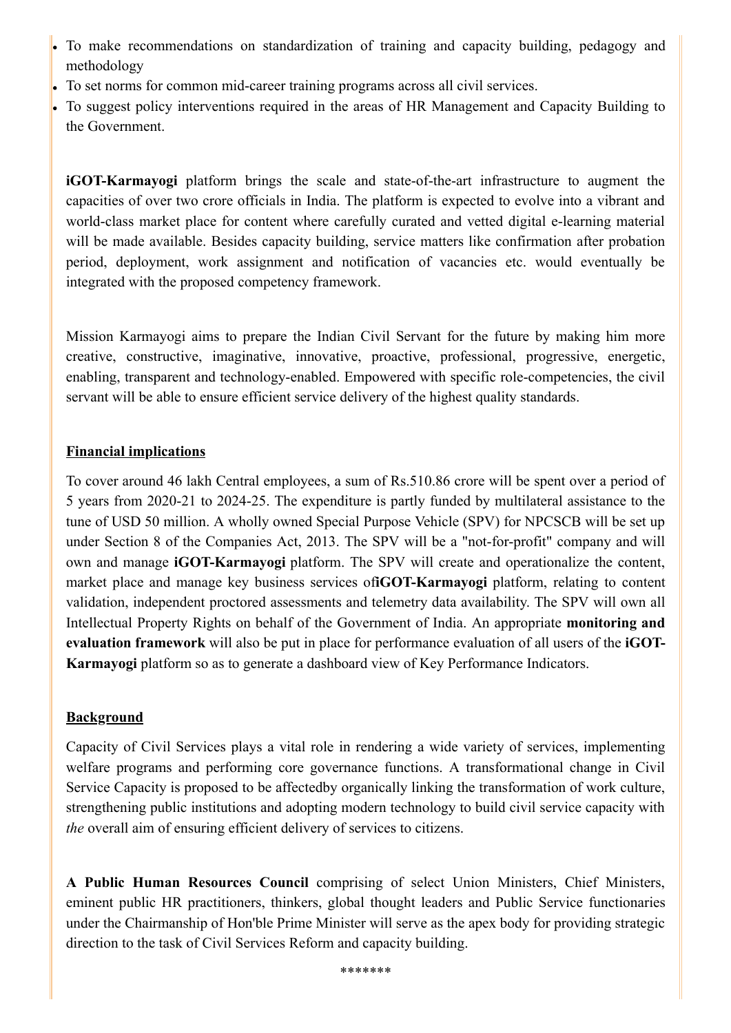- To make recommendations on standardization of training and capacity building, pedagogy and methodology
- To set norms for common mid-career training programs across all civil services.
- To suggest policy interventions required in the areas of HR Management and Capacity Building to the Government.

**iGOT-Karmayogi** platform brings the scale and state-of-the-art infrastructure to augment the capacities of over two crore officials in India. The platform is expected to evolve into a vibrant and world-class market place for content where carefully curated and vetted digital e-learning material will be made available. Besides capacity building, service matters like confirmation after probation period, deployment, work assignment and notification of vacancies etc. would eventually be integrated with the proposed competency framework.

Mission Karmayogi aims to prepare the Indian Civil Servant for the future by making him more creative, constructive, imaginative, innovative, proactive, professional, progressive, energetic, enabling, transparent and technology-enabled. Empowered with specific role-competencies, the civil servant will be able to ensure efficient service delivery of the highest quality standards.

**Financial implications**

To cover around 46 lakh Central employees, a sum of Rs.510.86 crore will be spent over a period of 5 years from 2020-21 to 2024-25. The expenditure is partly funded by multilateral assistance to the tune of USD 50 million. A wholly owned Special Purpose Vehicle (SPV) for NPCSCB will be set up under Section 8 of the Companies Act, 2013. The SPV will be a "not-for-profit" company and will own and manage **iGOT-Karmayogi** platform. The SPV will create and operationalize the content, market place and manage key business services of**iGOT-Karmayogi** platform, relating to content validation, independent proctored assessments and telemetry data availability. The SPV will own all Intellectual Property Rights on behalf of the Government of India. An appropriate **monitoring and evaluation framework** will also be put in place for performance evaluation of all users of the **iGOT-Karmayogi** platform so as to generate a dashboard view of Key Performance Indicators.

**Background**

Capacity of Civil Services plays a vital role in rendering a wide variety of services, implementing welfare programs and performing core governance functions. A transformational change in Civil Service Capacity is proposed to be affectedby organically linking the transformation of work culture, strengthening public institutions and adopting modern technology to build civil service capacity with *the* overall aim of ensuring efficient delivery of services to citizens.

**A Public Human Resources Council** comprising of select Union Ministers, Chief Ministers, eminent public HR practitioners, thinkers, global thought leaders and Public Service functionaries under the Chairmanship of Hon'ble Prime Minister will serve as the apex body for providing strategic direction to the task of Civil Services Reform and capacity building.

*******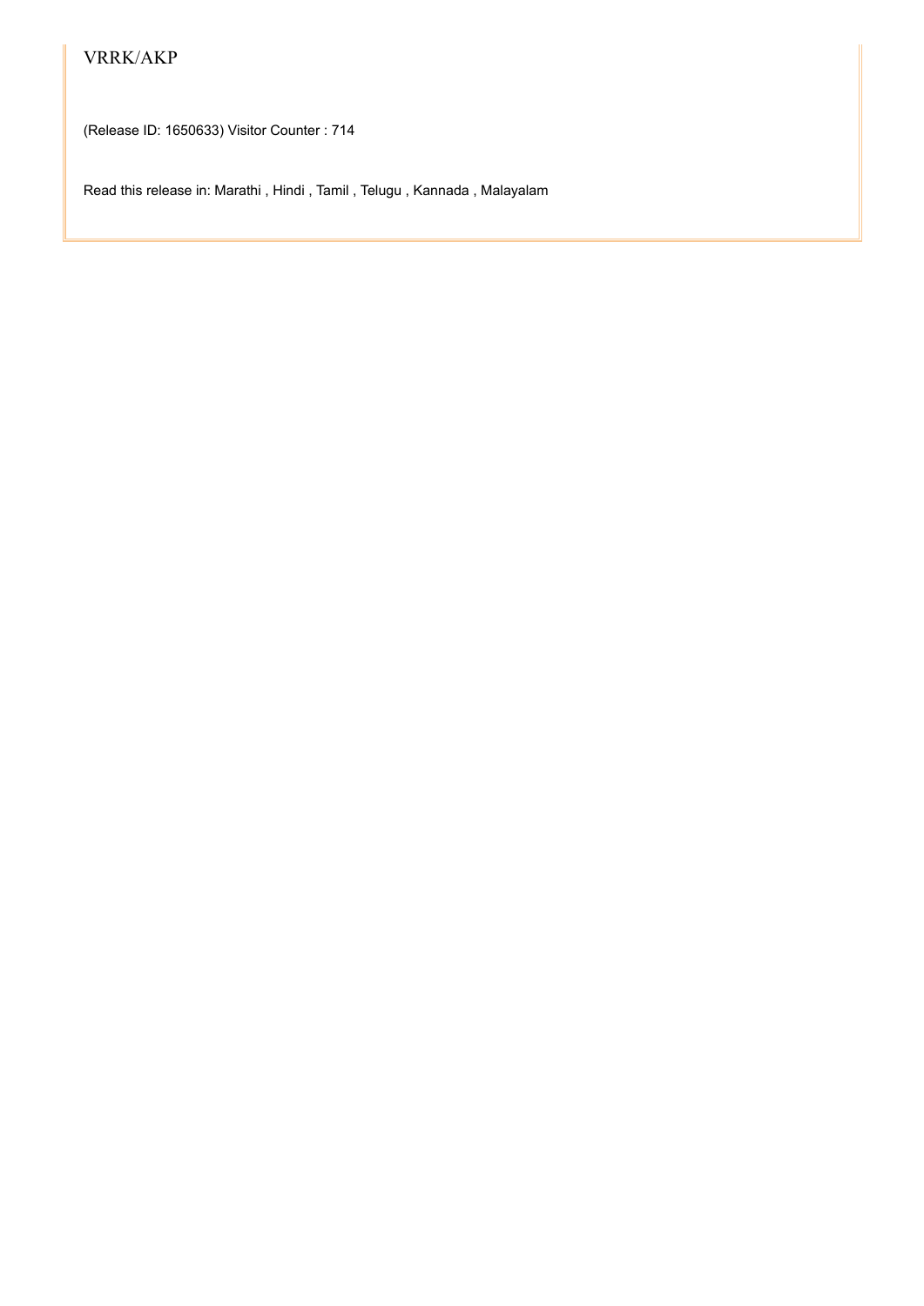VRRK/AKP

(Release ID: 1650633) Visitor Counter : 714

Read this release in: Marathi , Hindi , Tamil , Telugu , Kannada , Malayalam